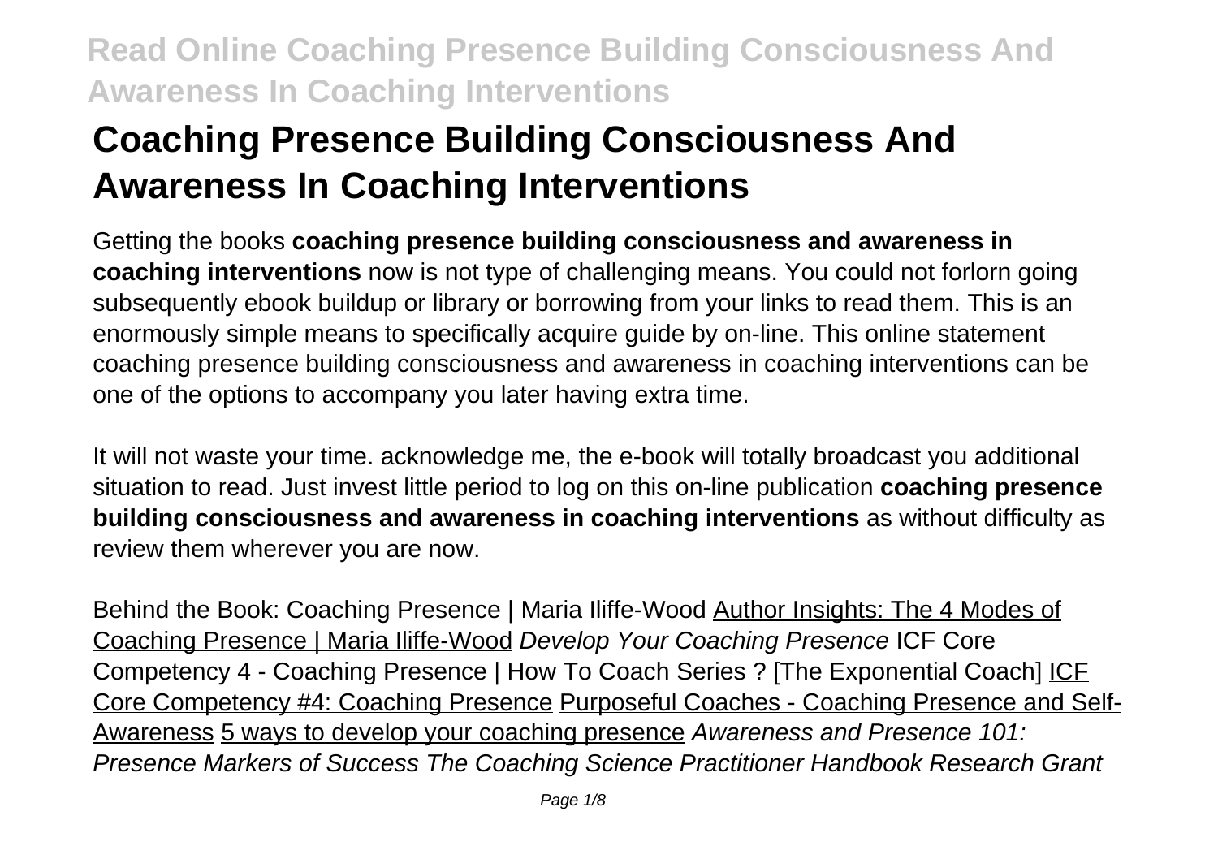# Coaching Presence Building Consciousness And Awareness In Coaching Interventions

Getting the books **coaching presence building consciousness and awareness in coaching interventions** now is not type of challenging means. You could not forlorn going subsequently ebook buildup or library or borrowing from your links to read them. This is an enormously simple means to specifically acquire guide by on-line. This online statement coaching presence building consciousness and awareness in coaching interventions can be one of the options to accompany you later having extra time.

It will not waste your time. acknowledge me, the e-book will totally broadcast you additional situation to read. Just invest little period to log on this on-line publication **coaching presence building consciousness and awareness in coaching interventions** as without difficulty as review them wherever you are now.

Behind the Book: Coaching Presence | Maria Iliffe-Wood Author Insights: The 4 Modes of Coaching Presence | Maria Iliffe-Wood *Develop Your Coaching Presence* ICF Core Competency 4 - Coaching Presence | How To Coach Series ? [The Exponential Coach] ICF Core Competency #4: Coaching Presence Purposeful Coaches - Coaching Presence and Self-Awareness 5 ways to develop your coaching presence *Awareness and Presence 101: Presence Markers of Success The Coaching Science Practitioner Handbook Research Grant*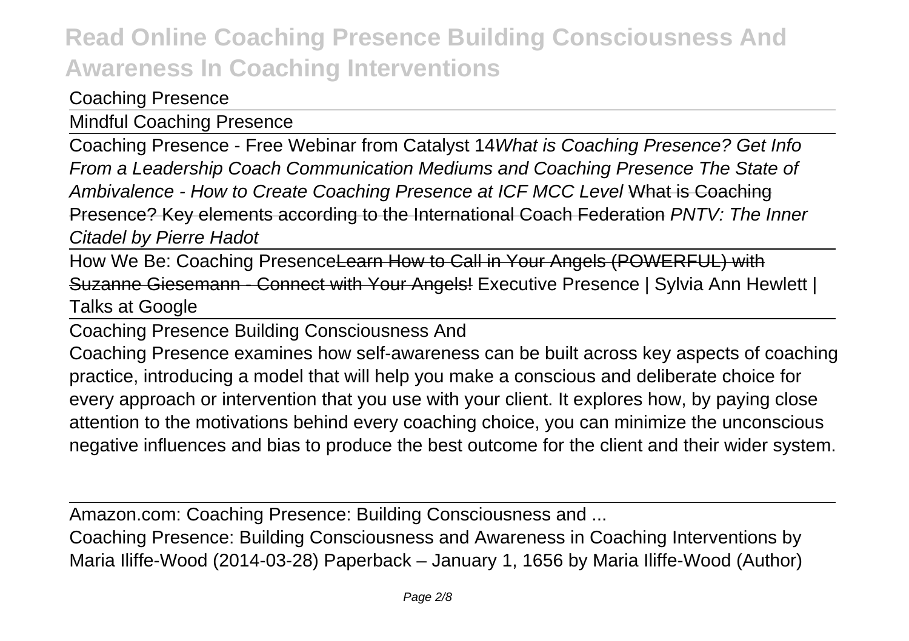Coaching Presence

Mindful Coaching Presence

Coaching Presence - Free Webinar from Catalyst 14*What is Coaching Presence? Get Info From a Leadership Coach Communication Mediums and Coaching Presence The State of Ambivalence - How to Create Coaching Presence at ICF MCC Level* ~~What is Coaching Presence? Key elements according to the International Coach Federation~~ *PNTV: The Inner Citadel by Pierre Hadot*

How We Be: Coaching Presence~~Learn How to Call in Your Angels (POWERFUL) with Suzanne Giesemann - Connect with Your Angels!~~ Executive Presence | Sylvia Ann Hewlett | Talks at Google

Coaching Presence Building Consciousness And

Coaching Presence examines how self-awareness can be built across key aspects of coaching practice, introducing a model that will help you make a conscious and deliberate choice for every approach or intervention that you use with your client. It explores how, by paying close attention to the motivations behind every coaching choice, you can minimize the unconscious negative influences and bias to produce the best outcome for the client and their wider system.

Amazon.com: Coaching Presence: Building Consciousness and ...

Coaching Presence: Building Consciousness and Awareness in Coaching Interventions by Maria Iliffe-Wood (2014-03-28) Paperback – January 1, 1656 by Maria Iliffe-Wood (Author)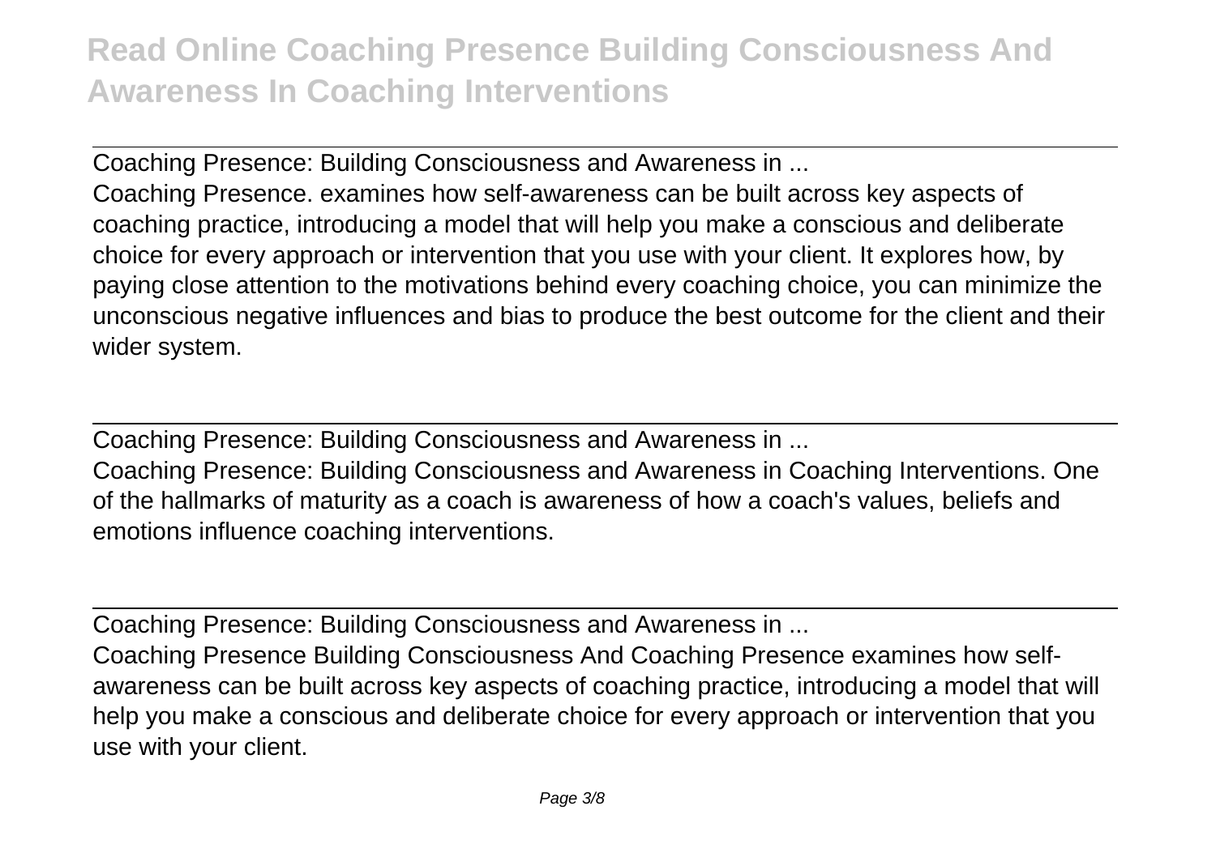Coaching Presence: Building Consciousness and Awareness in ...

Coaching Presence. examines how self-awareness can be built across key aspects of coaching practice, introducing a model that will help you make a conscious and deliberate choice for every approach or intervention that you use with your client. It explores how, by paying close attention to the motivations behind every coaching choice, you can minimize the unconscious negative influences and bias to produce the best outcome for the client and their wider system.

Coaching Presence: Building Consciousness and Awareness in ...

Coaching Presence: Building Consciousness and Awareness in Coaching Interventions. One of the hallmarks of maturity as a coach is awareness of how a coach's values, beliefs and emotions influence coaching interventions.

Coaching Presence: Building Consciousness and Awareness in ...

Coaching Presence Building Consciousness And Coaching Presence examines how self-awareness can be built across key aspects of coaching practice, introducing a model that will help you make a conscious and deliberate choice for every approach or intervention that you use with your client.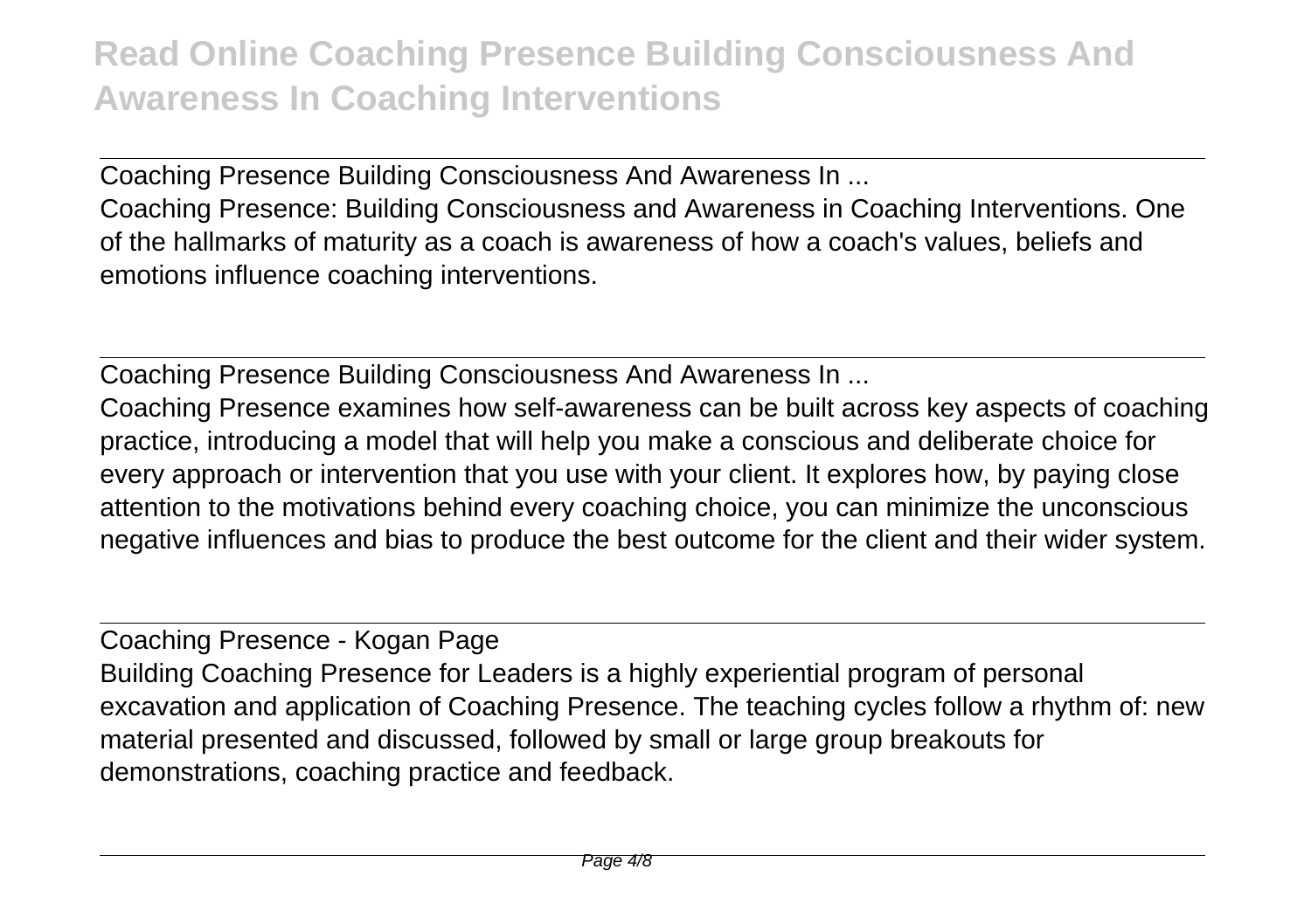Coaching Presence Building Consciousness And Awareness In ...

Coaching Presence: Building Consciousness and Awareness in Coaching Interventions. One of the hallmarks of maturity as a coach is awareness of how a coach's values, beliefs and emotions influence coaching interventions.

Coaching Presence Building Consciousness And Awareness In ...

Coaching Presence examines how self-awareness can be built across key aspects of coaching practice, introducing a model that will help you make a conscious and deliberate choice for every approach or intervention that you use with your client. It explores how, by paying close attention to the motivations behind every coaching choice, you can minimize the unconscious negative influences and bias to produce the best outcome for the client and their wider system.

Coaching Presence - Kogan Page

Building Coaching Presence for Leaders is a highly experiential program of personal excavation and application of Coaching Presence. The teaching cycles follow a rhythm of: new material presented and discussed, followed by small or large group breakouts for demonstrations, coaching practice and feedback.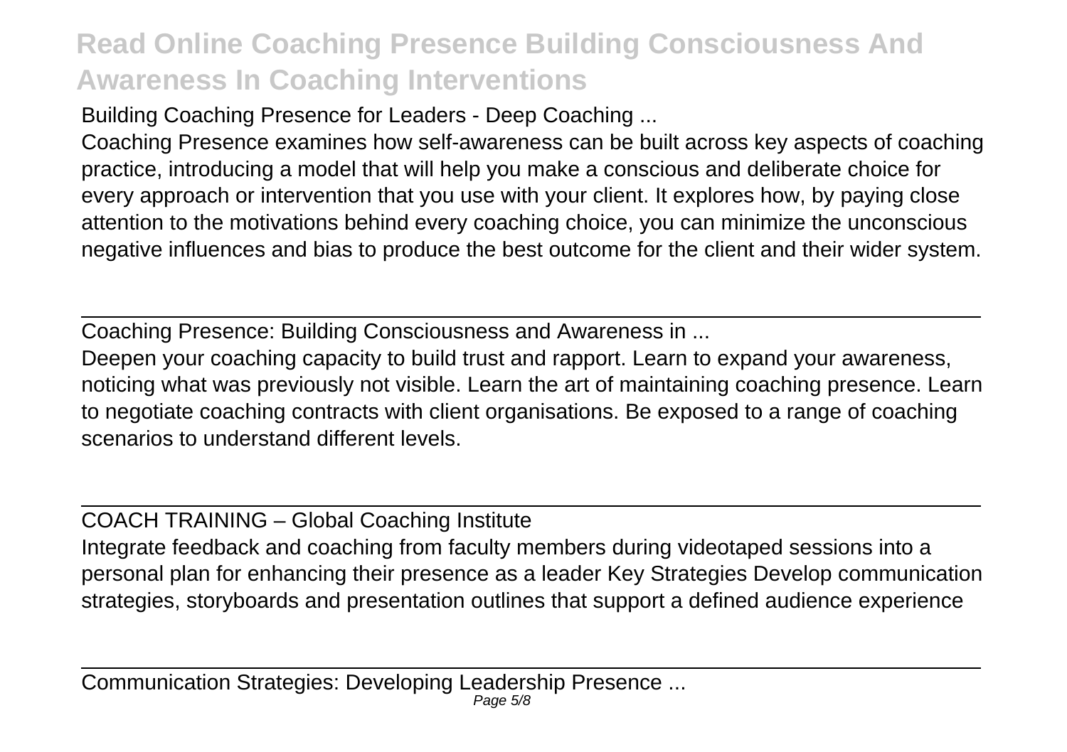Building Coaching Presence for Leaders - Deep Coaching ...

Coaching Presence examines how self-awareness can be built across key aspects of coaching practice, introducing a model that will help you make a conscious and deliberate choice for every approach or intervention that you use with your client. It explores how, by paying close attention to the motivations behind every coaching choice, you can minimize the unconscious negative influences and bias to produce the best outcome for the client and their wider system.

---

Coaching Presence: Building Consciousness and Awareness in ...

Deepen your coaching capacity to build trust and rapport. Learn to expand your awareness, noticing what was previously not visible. Learn the art of maintaining coaching presence. Learn to negotiate coaching contracts with client organisations. Be exposed to a range of coaching scenarios to understand different levels.

---

COACH TRAINING – Global Coaching Institute

Integrate feedback and coaching from faculty members during videotaped sessions into a personal plan for enhancing their presence as a leader Key Strategies Develop communication strategies, storyboards and presentation outlines that support a defined audience experience

---

Communication Strategies: Developing Leadership Presence ...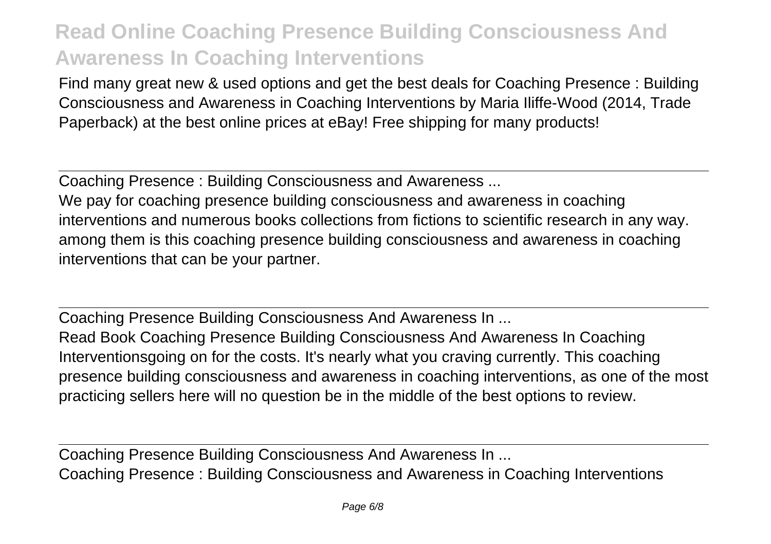Find many great new & used options and get the best deals for Coaching Presence : Building Consciousness and Awareness in Coaching Interventions by Maria Iliffe-Wood (2014, Trade Paperback) at the best online prices at eBay! Free shipping for many products!

## Coaching Presence : Building Consciousness and Awareness ...

We pay for coaching presence building consciousness and awareness in coaching interventions and numerous books collections from fictions to scientific research in any way. among them is this coaching presence building consciousness and awareness in coaching interventions that can be your partner.

## Coaching Presence Building Consciousness And Awareness In ...

Read Book Coaching Presence Building Consciousness And Awareness In Coaching Interventionsgoing on for the costs. It's nearly what you craving currently. This coaching presence building consciousness and awareness in coaching interventions, as one of the most practicing sellers here will no question be in the middle of the best options to review.

## Coaching Presence Building Consciousness And Awareness In ...

Coaching Presence : Building Consciousness and Awareness in Coaching Interventions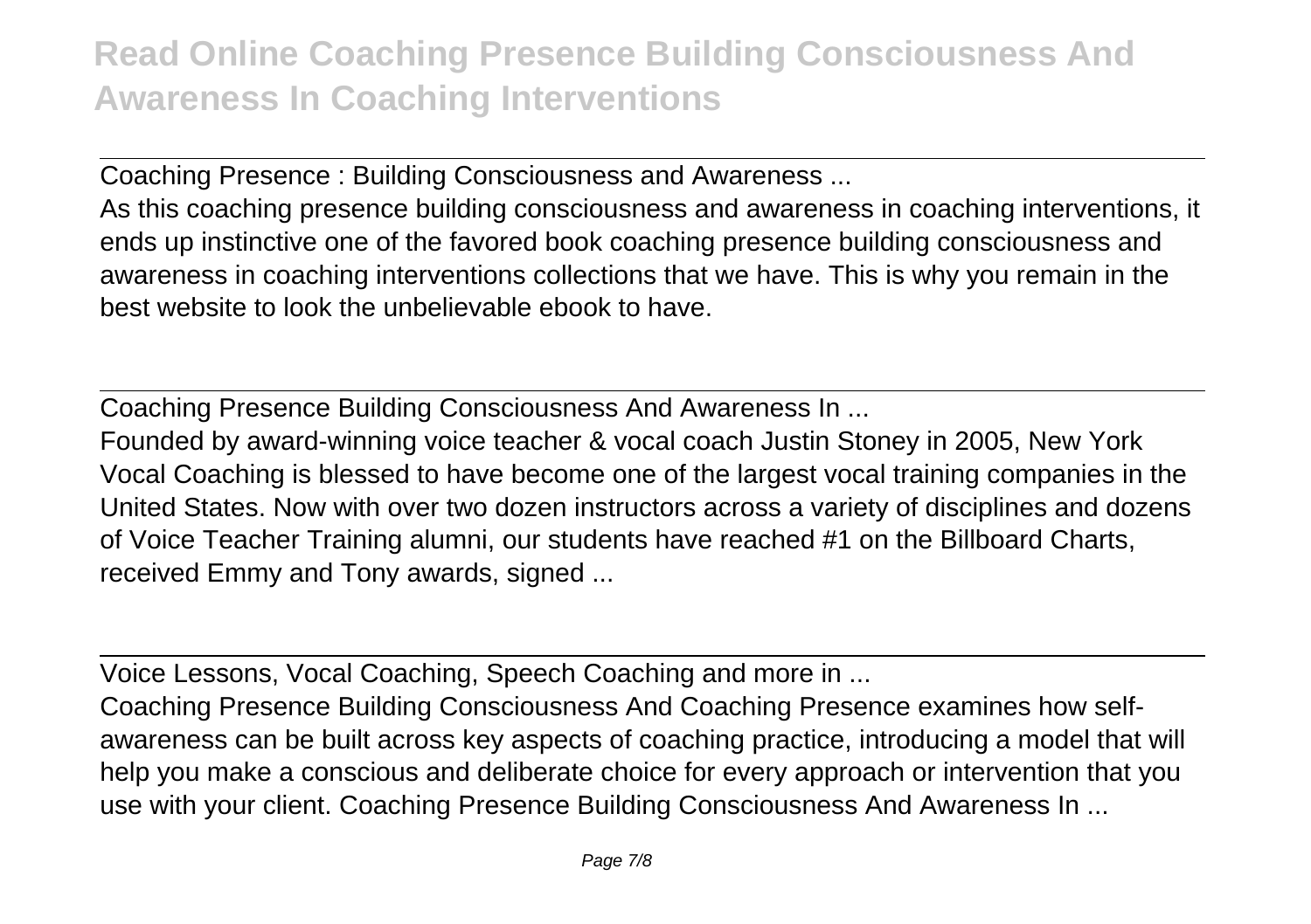Coaching Presence : Building Consciousness and Awareness ...

As this coaching presence building consciousness and awareness in coaching interventions, it ends up instinctive one of the favored book coaching presence building consciousness and awareness in coaching interventions collections that we have. This is why you remain in the best website to look the unbelievable ebook to have.

Coaching Presence Building Consciousness And Awareness In ...

Founded by award-winning voice teacher & vocal coach Justin Stoney in 2005, New York Vocal Coaching is blessed to have become one of the largest vocal training companies in the United States. Now with over two dozen instructors across a variety of disciplines and dozens of Voice Teacher Training alumni, our students have reached #1 on the Billboard Charts, received Emmy and Tony awards, signed ...

Voice Lessons, Vocal Coaching, Speech Coaching and more in ...

Coaching Presence Building Consciousness And Coaching Presence examines how self-awareness can be built across key aspects of coaching practice, introducing a model that will help you make a conscious and deliberate choice for every approach or intervention that you use with your client. Coaching Presence Building Consciousness And Awareness In ...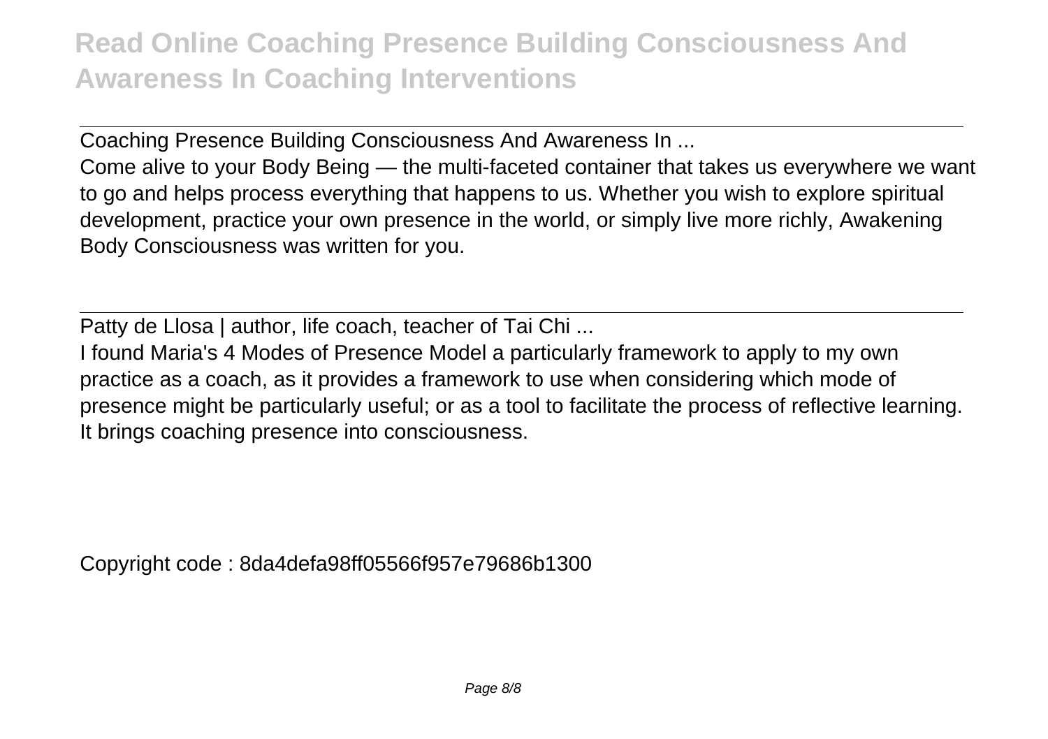Coaching Presence Building Consciousness And Awareness In ...

Come alive to your Body Being — the multi-faceted container that takes us everywhere we want to go and helps process everything that happens to us. Whether you wish to explore spiritual development, practice your own presence in the world, or simply live more richly, Awakening Body Consciousness was written for you.

Patty de Llosa | author, life coach, teacher of Tai Chi ...

I found Maria's 4 Modes of Presence Model a particularly framework to apply to my own practice as a coach, as it provides a framework to use when considering which mode of presence might be particularly useful; or as a tool to facilitate the process of reflective learning. It brings coaching presence into consciousness.

Copyright code : 8da4defa98ff05566f957e79686b1300